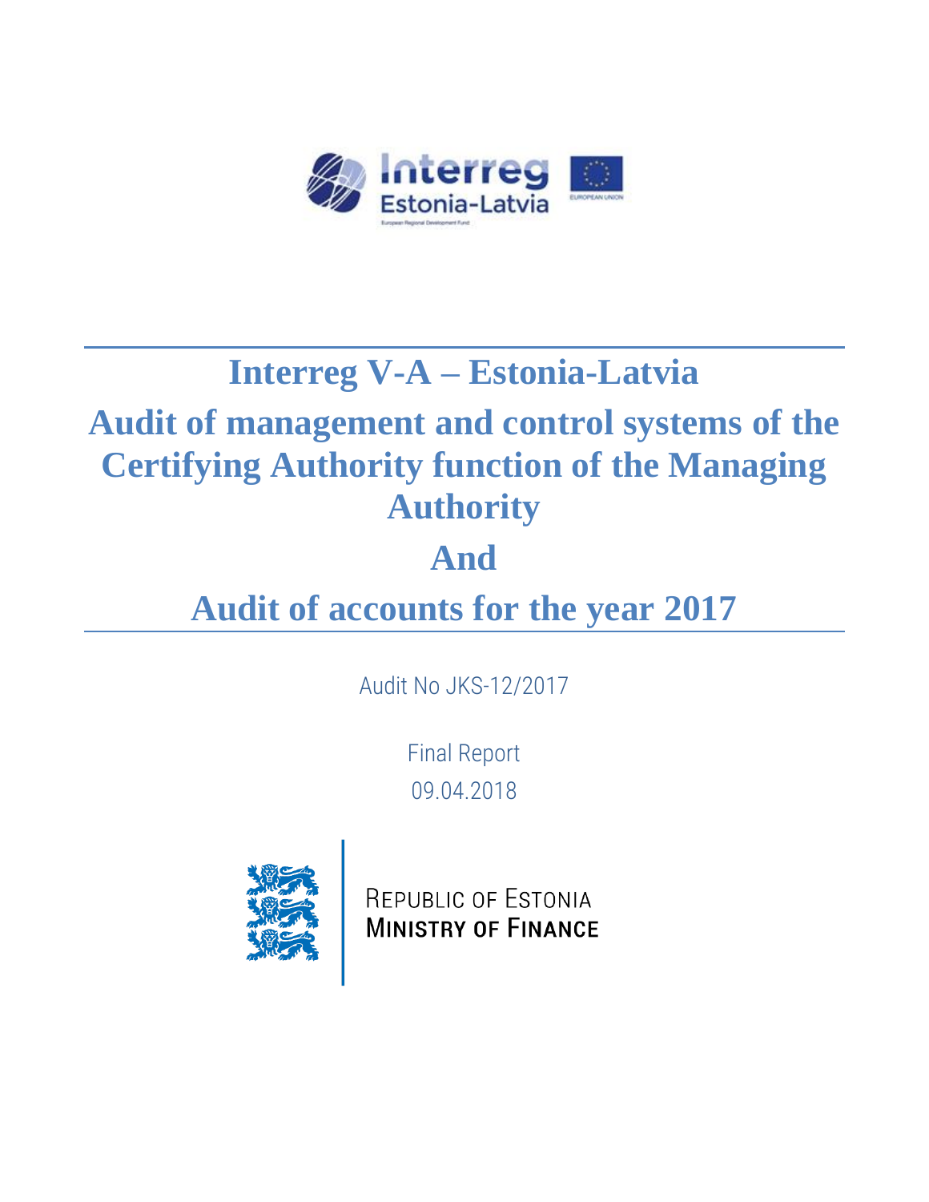# Interreg V-A – Estonia-Latvia

# Audit of management and control systems of the Certifying Authority function of the Managing Authority

# And

# Audit of accounts for the year 2017

Audit No JKS-12/2017

Final Report

09.04.2018

REPUBLIC OF ESTONIA
MINISTRY OF FINANCE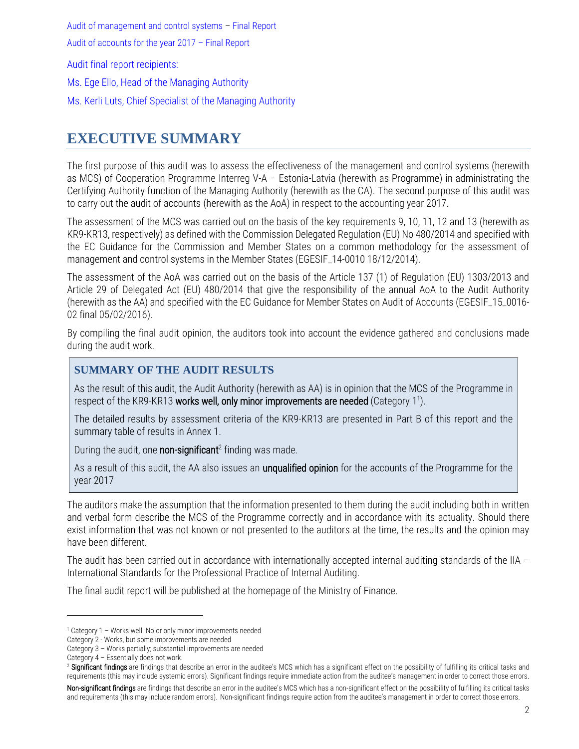Audit of management and control systems – Final Report

Audit of accounts for the year 2017 – Final Report

Audit final report recipients:

Ms. Ege Ello, Head of the Managing Authority

Ms. Kerli Luts, Chief Specialist of the Managing Authority

# EXECUTIVE SUMMARY

The first purpose of this audit was to assess the effectiveness of the management and control systems (herewith as MCS) of Cooperation Programme Interreg V-A – Estonia-Latvia (herewith as Programme) in administrating the Certifying Authority function of the Managing Authority (herewith as the CA). The second purpose of this audit was to carry out the audit of accounts (herewith as the AoA) in respect to the accounting year 2017.

The assessment of the MCS was carried out on the basis of the key requirements 9, 10, 11, 12 and 13 (herewith as KR9-KR13, respectively) as defined with the Commission Delegated Regulation (EU) No 480/2014 and specified with the EC Guidance for the Commission and Member States on a common methodology for the assessment of management and control systems in the Member States (EGESIF_14-0010 18/12/2014).

The assessment of the AoA was carried out on the basis of the Article 137 (1) of Regulation (EU) 1303/2013 and Article 29 of Delegated Act (EU) 480/2014 that give the responsibility of the annual AoA to the Audit Authority (herewith as the AA) and specified with the EC Guidance for Member States on Audit of Accounts (EGESIF_15_0016-02 final 05/02/2016).

By compiling the final audit opinion, the auditors took into account the evidence gathered and conclusions made during the audit work.

## SUMMARY OF THE AUDIT RESULTS

As the result of this audit, the Audit Authority (herewith as AA) is in opinion that the MCS of the Programme in respect of the KR9-KR13 **works well, only minor improvements are needed** (Category 1[1]).

The detailed results by assessment criteria of the KR9-KR13 are presented in Part B of this report and the summary table of results in Annex 1.

During the audit, one **non-significant**[2] finding was made.

As a result of this audit, the AA also issues an **unqualified opinion** for the accounts of the Programme for the year 2017

The auditors make the assumption that the information presented to them during the audit including both in written and verbal form describe the MCS of the Programme correctly and in accordance with its actuality. Should there exist information that was not known or not presented to the auditors at the time, the results and the opinion may have been different.

The audit has been carried out in accordance with internationally accepted internal auditing standards of the IIA – International Standards for the Professional Practice of Internal Auditing.

The final audit report will be published at the homepage of the Ministry of Finance.

---

[1] Category 1 – Works well. No or only minor improvements needed
Category 2 - Works, but some improvements are needed
Category 3 – Works partially; substantial improvements are needed
Category 4 – Essentially does not work.

[2] **Significant findings** are findings that describe an error in the auditee's MCS which has a significant effect on the possibility of fulfilling its critical tasks and requirements (this may include systemic errors). Significant findings require immediate action from the auditee's management in order to correct those errors.

**Non-significant findings** are findings that describe an error in the auditee's MCS which has a non-significant effect on the possibility of fulfilling its critical tasks and requirements (this may include random errors). Non-significant findings require action from the auditee's management in order to correct those errors.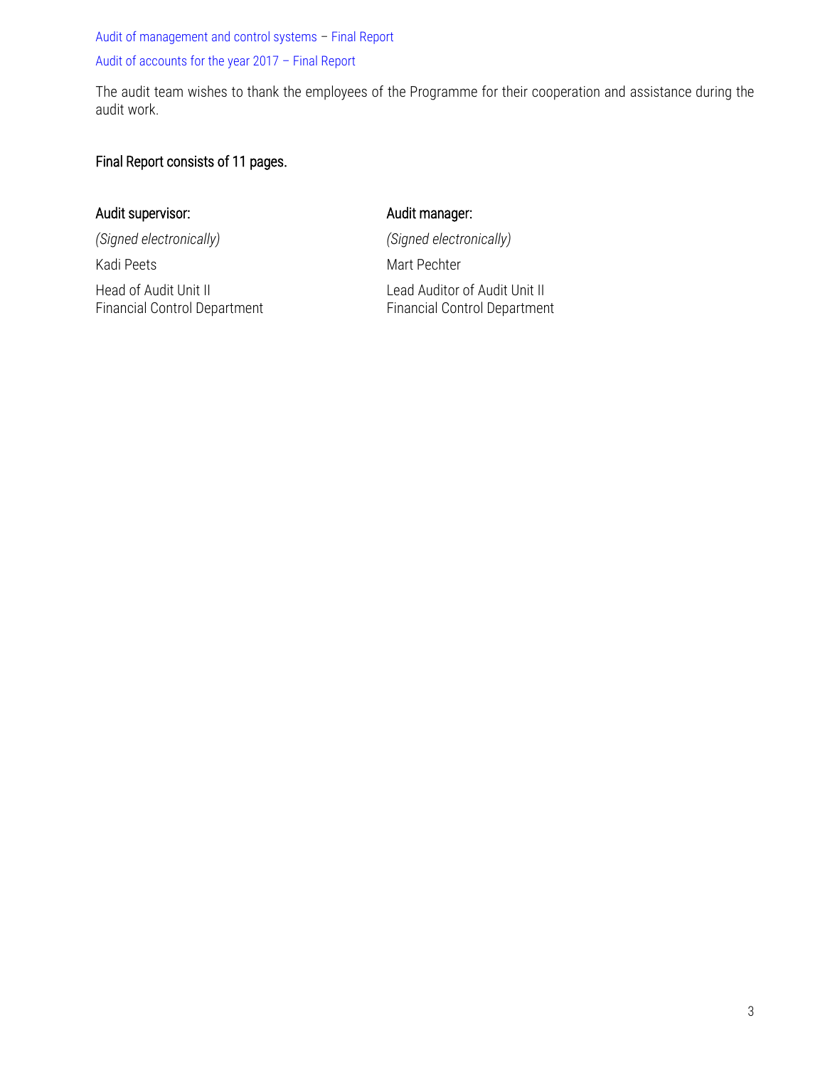Audit of management and control systems – Final Report

Audit of accounts for the year 2017 – Final Report

The audit team wishes to thank the employees of the Programme for their cooperation and assistance during the audit work.

Final Report consists of 11 pages.

Audit supervisor:

*(Signed electronically)*

Kadi Peets

Head of Audit Unit II
Financial Control Department

Audit manager:

*(Signed electronically)*

Mart Pechter

Lead Auditor of Audit Unit II
Financial Control Department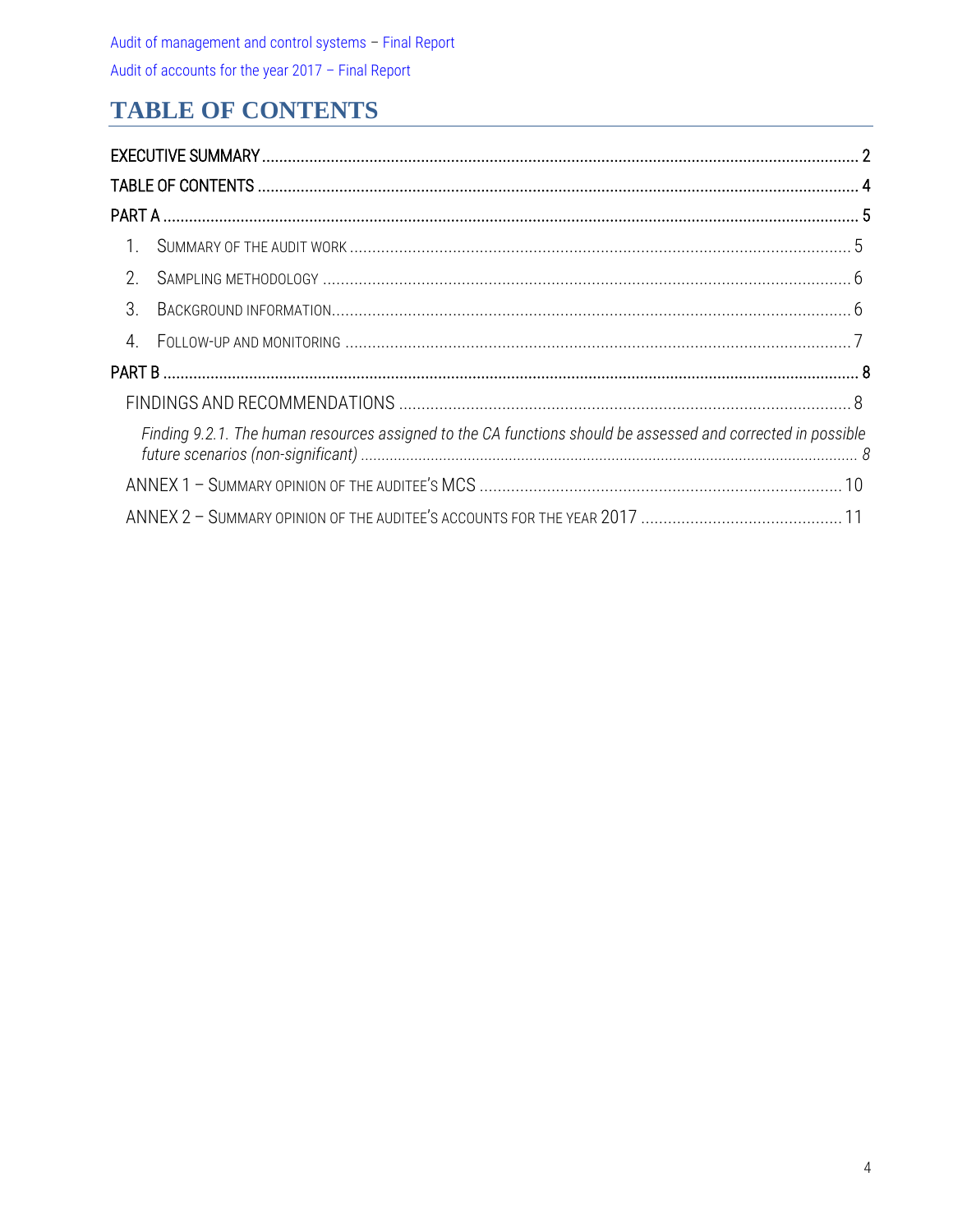# TABLE OF CONTENTS

EXECUTIVE SUMMARY ..... 2

TABLE OF CONTENTS ..... 4

PART A ..... 5

1. SUMMARY OF THE AUDIT WORK ..... 5
2. SAMPLING METHODOLOGY ..... 6
3. BACKGROUND INFORMATION ..... 6
4. FOLLOW-UP AND MONITORING ..... 7

PART B ..... 8

FINDINGS AND RECOMMENDATIONS ..... 8

*Finding 9.2.1. The human resources assigned to the CA functions should be assessed and corrected in possible future scenarios (non-significant) ..... 8*

ANNEX 1 – SUMMARY OPINION OF THE AUDITEE'S MCS ..... 10

ANNEX 2 – SUMMARY OPINION OF THE AUDITEE'S ACCOUNTS FOR THE YEAR 2017 ..... 11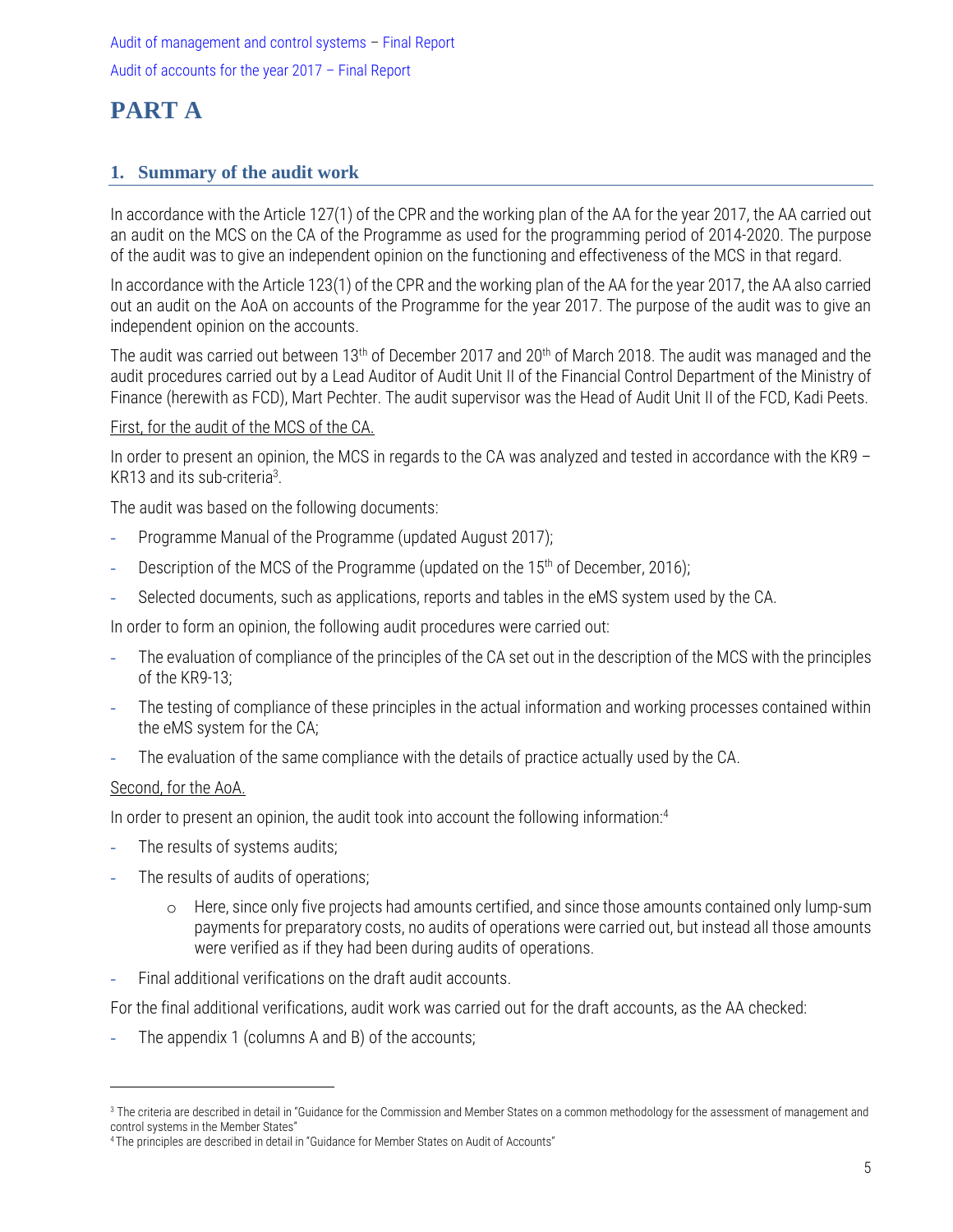Audit of management and control systems – Final Report

Audit of accounts for the year 2017 – Final Report

# PART A

## 1. Summary of the audit work

In accordance with the Article 127(1) of the CPR and the working plan of the AA for the year 2017, the AA carried out an audit on the MCS on the CA of the Programme as used for the programming period of 2014-2020. The purpose of the audit was to give an independent opinion on the functioning and effectiveness of the MCS in that regard.

In accordance with the Article 123(1) of the CPR and the working plan of the AA for the year 2017, the AA also carried out an audit on the AoA on accounts of the Programme for the year 2017. The purpose of the audit was to give an independent opinion on the accounts.

The audit was carried out between 13th of December 2017 and 20th of March 2018. The audit was managed and the audit procedures carried out by a Lead Auditor of Audit Unit II of the Financial Control Department of the Ministry of Finance (herewith as FCD), Mart Pechter. The audit supervisor was the Head of Audit Unit II of the FCD, Kadi Peets.

First, for the audit of the MCS of the CA.

In order to present an opinion, the MCS in regards to the CA was analyzed and tested in accordance with the KR9 – KR13 and its sub-criteria[3].

The audit was based on the following documents:

- Programme Manual of the Programme (updated August 2017);
- Description of the MCS of the Programme (updated on the 15th of December, 2016);
- Selected documents, such as applications, reports and tables in the eMS system used by the CA.

In order to form an opinion, the following audit procedures were carried out:

- The evaluation of compliance of the principles of the CA set out in the description of the MCS with the principles of the KR9-13;
- The testing of compliance of these principles in the actual information and working processes contained within the eMS system for the CA;
- The evaluation of the same compliance with the details of practice actually used by the CA.

Second, for the AoA.

In order to present an opinion, the audit took into account the following information:[4]

- The results of systems audits;
- The results of audits of operations;
    - Here, since only five projects had amounts certified, and since those amounts contained only lump-sum payments for preparatory costs, no audits of operations were carried out, but instead all those amounts were verified as if they had been during audits of operations.
- Final additional verifications on the draft audit accounts.

For the final additional verifications, audit work was carried out for the draft accounts, as the AA checked:

- The appendix 1 (columns A and B) of the accounts;

---

[3] The criteria are described in detail in "Guidance for the Commission and Member States on a common methodology for the assessment of management and control systems in the Member States"

[4] The principles are described in detail in "Guidance for Member States on Audit of Accounts"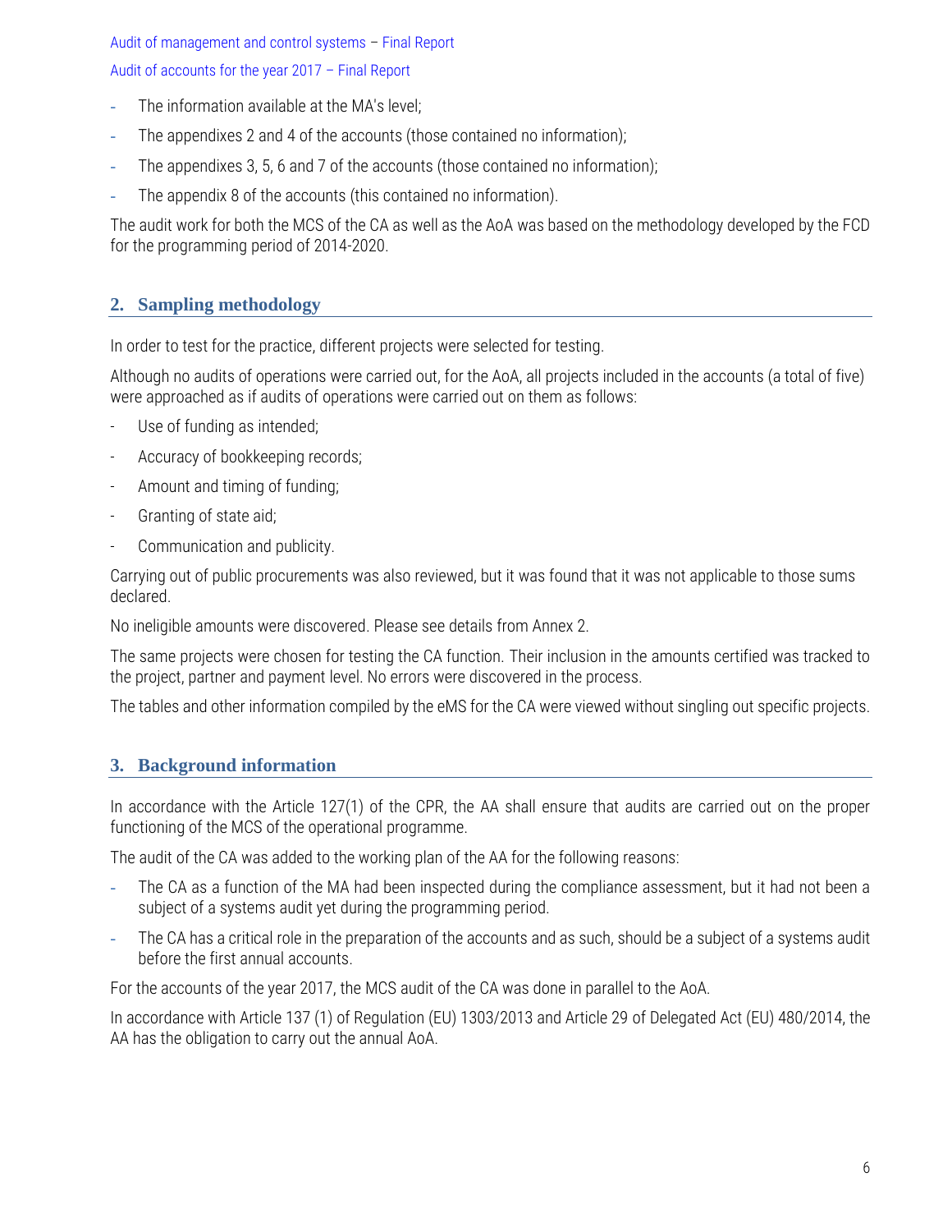- The information available at the MA's level;
- The appendixes 2 and 4 of the accounts (those contained no information);
- The appendixes 3, 5, 6 and 7 of the accounts (those contained no information);
- The appendix 8 of the accounts (this contained no information).

The audit work for both the MCS of the CA as well as the AoA was based on the methodology developed by the FCD for the programming period of 2014-2020.

## 2. Sampling methodology

In order to test for the practice, different projects were selected for testing.

Although no audits of operations were carried out, for the AoA, all projects included in the accounts (a total of five) were approached as if audits of operations were carried out on them as follows:

- Use of funding as intended;
- Accuracy of bookkeeping records;
- Amount and timing of funding;
- Granting of state aid;
- Communication and publicity.

Carrying out of public procurements was also reviewed, but it was found that it was not applicable to those sums declared.

No ineligible amounts were discovered. Please see details from Annex 2.

The same projects were chosen for testing the CA function. Their inclusion in the amounts certified was tracked to the project, partner and payment level. No errors were discovered in the process.

The tables and other information compiled by the eMS for the CA were viewed without singling out specific projects.

## 3. Background information

In accordance with the Article 127(1) of the CPR, the AA shall ensure that audits are carried out on the proper functioning of the MCS of the operational programme.

The audit of the CA was added to the working plan of the AA for the following reasons:

- The CA as a function of the MA had been inspected during the compliance assessment, but it had not been a subject of a systems audit yet during the programming period.
- The CA has a critical role in the preparation of the accounts and as such, should be a subject of a systems audit before the first annual accounts.

For the accounts of the year 2017, the MCS audit of the CA was done in parallel to the AoA.

In accordance with Article 137 (1) of Regulation (EU) 1303/2013 and Article 29 of Delegated Act (EU) 480/2014, the AA has the obligation to carry out the annual AoA.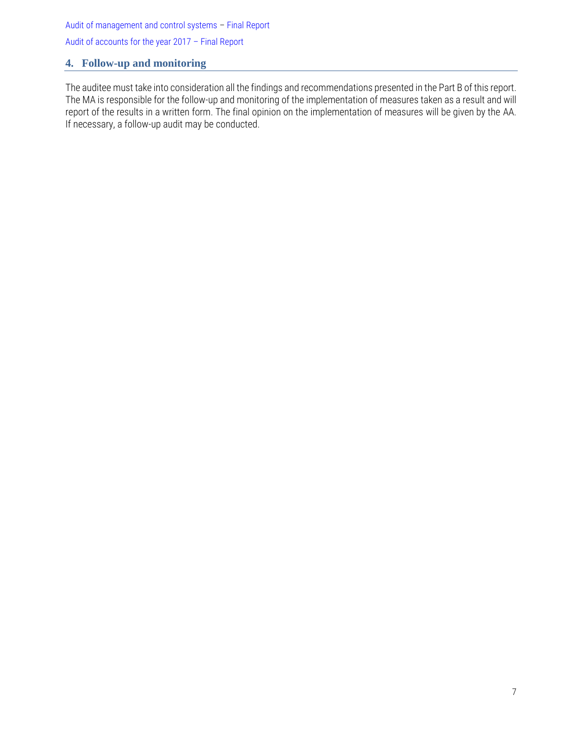## 4. Follow-up and monitoring

The auditee must take into consideration all the findings and recommendations presented in the Part B of this report. The MA is responsible for the follow-up and monitoring of the implementation of measures taken as a result and will report of the results in a written form. The final opinion on the implementation of measures will be given by the AA. If necessary, a follow-up audit may be conducted.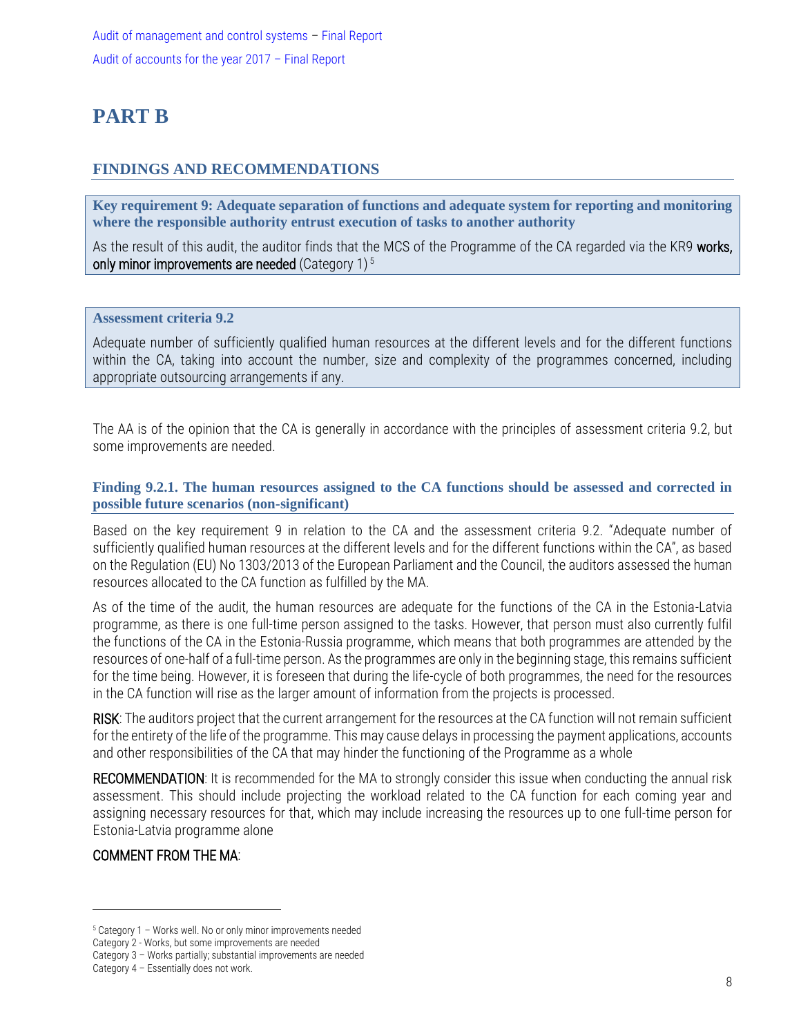# PART B

## FINDINGS AND RECOMMENDATIONS

**Key requirement 9: Adequate separation of functions and adequate system for reporting and monitoring where the responsible authority entrust execution of tasks to another authority**

As the result of this audit, the auditor finds that the MCS of the Programme of the CA regarded via the KR9 works, only minor improvements are needed (Category 1) [5]

**Assessment criteria 9.2**

Adequate number of sufficiently qualified human resources at the different levels and for the different functions within the CA, taking into account the number, size and complexity of the programmes concerned, including appropriate outsourcing arrangements if any.

The AA is of the opinion that the CA is generally in accordance with the principles of assessment criteria 9.2, but some improvements are needed.

### Finding 9.2.1. The human resources assigned to the CA functions should be assessed and corrected in possible future scenarios (non-significant)

Based on the key requirement 9 in relation to the CA and the assessment criteria 9.2. "Adequate number of sufficiently qualified human resources at the different levels and for the different functions within the CA", as based on the Regulation (EU) No 1303/2013 of the European Parliament and the Council, the auditors assessed the human resources allocated to the CA function as fulfilled by the MA.

As of the time of the audit, the human resources are adequate for the functions of the CA in the Estonia-Latvia programme, as there is one full-time person assigned to the tasks. However, that person must also currently fulfil the functions of the CA in the Estonia-Russia programme, which means that both programmes are attended by the resources of one-half of a full-time person. As the programmes are only in the beginning stage, this remains sufficient for the time being. However, it is foreseen that during the life-cycle of both programmes, the need for the resources in the CA function will rise as the larger amount of information from the projects is processed.

RISK: The auditors project that the current arrangement for the resources at the CA function will not remain sufficient for the entirety of the life of the programme. This may cause delays in processing the payment applications, accounts and other responsibilities of the CA that may hinder the functioning of the Programme as a whole

RECOMMENDATION: It is recommended for the MA to strongly consider this issue when conducting the annual risk assessment. This should include projecting the workload related to the CA function for each coming year and assigning necessary resources for that, which may include increasing the resources up to one full-time person for Estonia-Latvia programme alone

COMMENT FROM THE MA:

---

[5] Category 1 – Works well. No or only minor improvements needed
Category 2 - Works, but some improvements are needed
Category 3 – Works partially; substantial improvements are needed
Category 4 – Essentially does not work.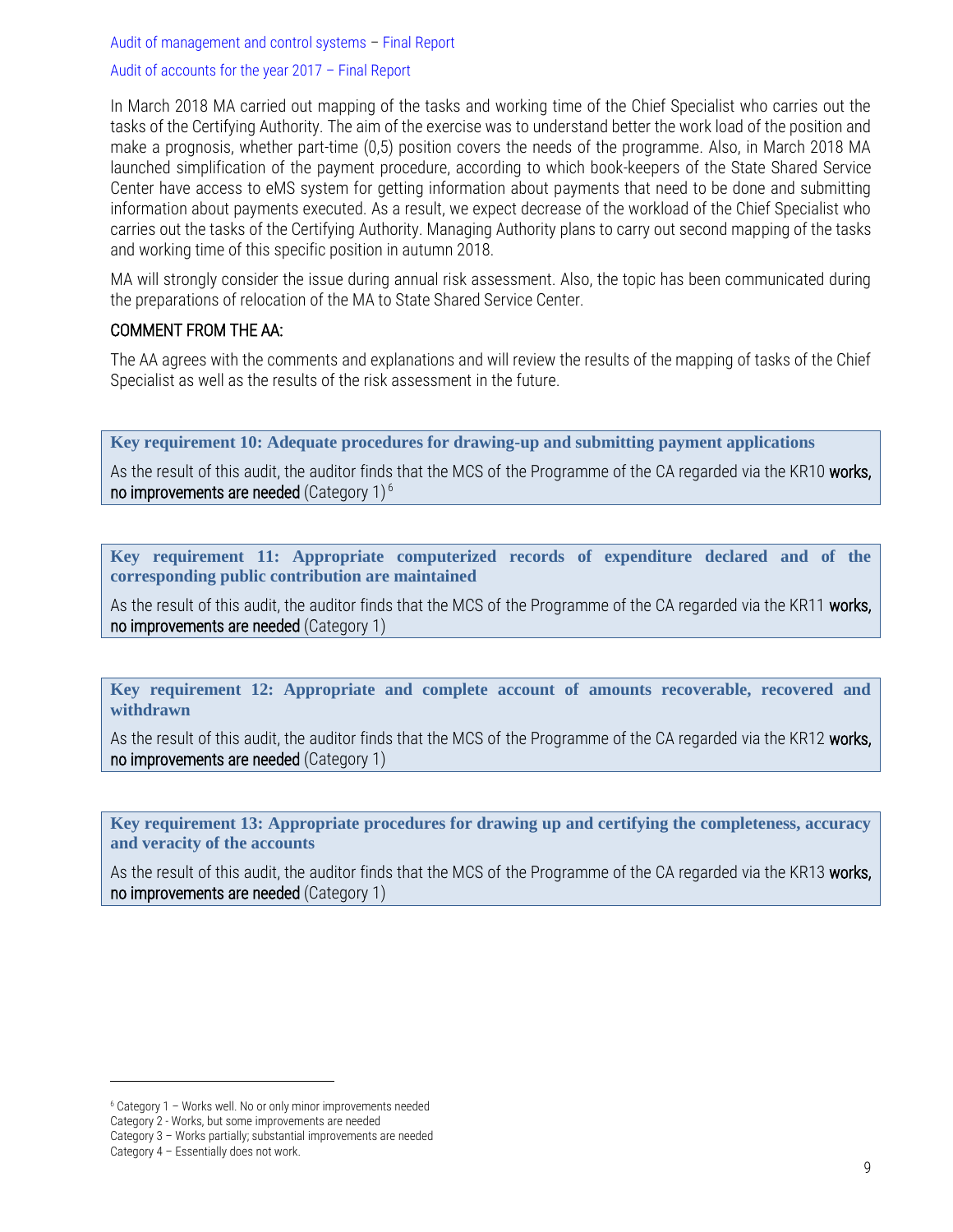In March 2018 MA carried out mapping of the tasks and working time of the Chief Specialist who carries out the tasks of the Certifying Authority. The aim of the exercise was to understand better the work load of the position and make a prognosis, whether part-time (0,5) position covers the needs of the programme. Also, in March 2018 MA launched simplification of the payment procedure, according to which book-keepers of the State Shared Service Center have access to eMS system for getting information about payments that need to be done and submitting information about payments executed. As a result, we expect decrease of the workload of the Chief Specialist who carries out the tasks of the Certifying Authority. Managing Authority plans to carry out second mapping of the tasks and working time of this specific position in autumn 2018.

MA will strongly consider the issue during annual risk assessment. Also, the topic has been communicated during the preparations of relocation of the MA to State Shared Service Center.

COMMENT FROM THE AA:

The AA agrees with the comments and explanations and will review the results of the mapping of tasks of the Chief Specialist as well as the results of the risk assessment in the future.

**Key requirement 10: Adequate procedures for drawing-up and submitting payment applications**

As the result of this audit, the auditor finds that the MCS of the Programme of the CA regarded via the KR10 works, no improvements are needed (Category 1) [6]

**Key requirement 11: Appropriate computerized records of expenditure declared and of the corresponding public contribution are maintained**

As the result of this audit, the auditor finds that the MCS of the Programme of the CA regarded via the KR11 works, no improvements are needed (Category 1)

**Key requirement 12: Appropriate and complete account of amounts recoverable, recovered and withdrawn**

As the result of this audit, the auditor finds that the MCS of the Programme of the CA regarded via the KR12 works, no improvements are needed (Category 1)

**Key requirement 13: Appropriate procedures for drawing up and certifying the completeness, accuracy and veracity of the accounts**

As the result of this audit, the auditor finds that the MCS of the Programme of the CA regarded via the KR13 works, no improvements are needed (Category 1)

---

[6] Category 1 – Works well. No or only minor improvements needed
Category 2 - Works, but some improvements are needed
Category 3 – Works partially; substantial improvements are needed
Category 4 – Essentially does not work.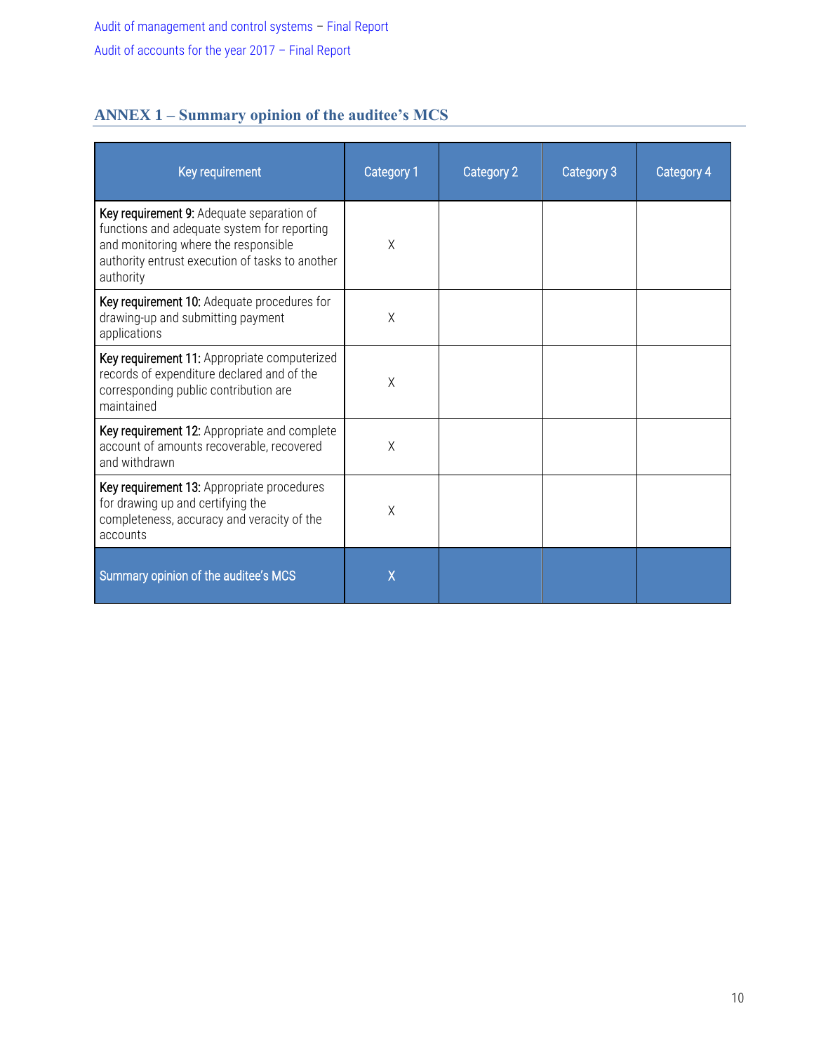## ANNEX 1 – Summary opinion of the auditee's MCS

| Key requirement | Category 1 | Category 2 | Category 3 | Category 4 |
|---|---|---|---|---|
| **Key requirement 9:** Adequate separation of functions and adequate system for reporting and monitoring where the responsible authority entrust execution of tasks to another authority | X | | | |
| **Key requirement 10:** Adequate procedures for drawing-up and submitting payment applications | X | | | |
| **Key requirement 11:** Appropriate computerized records of expenditure declared and of the corresponding public contribution are maintained | X | | | |
| **Key requirement 12:** Appropriate and complete account of amounts recoverable, recovered and withdrawn | X | | | |
| **Key requirement 13:** Appropriate procedures for drawing up and certifying the completeness, accuracy and veracity of the accounts | X | | | |
| Summary opinion of the auditee's MCS | X | | | |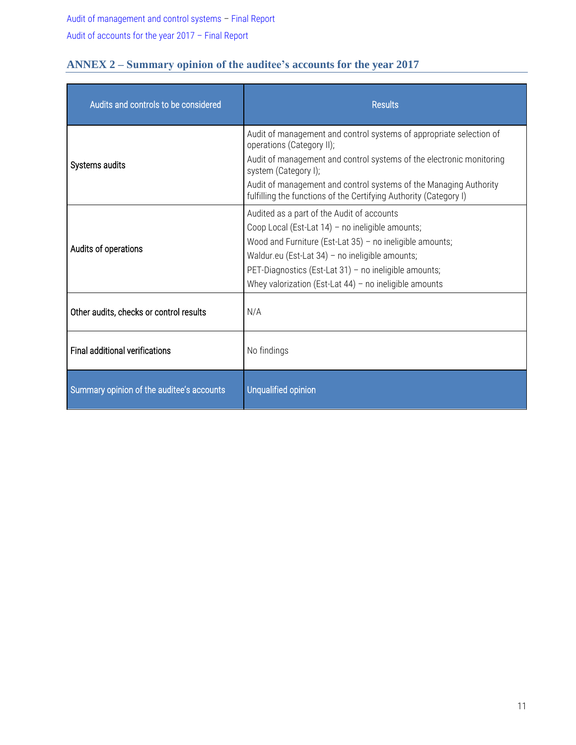## ANNEX 2 – Summary opinion of the auditee's accounts for the year 2017

| Audits and controls to be considered | Results |
|---|---|
| Systems audits | Audit of management and control systems of appropriate selection of operations (Category II);<br>Audit of management and control systems of the electronic monitoring system (Category I);<br>Audit of management and control systems of the Managing Authority fulfilling the functions of the Certifying Authority (Category I) |
| Audits of operations | Audited as a part of the Audit of accounts<br>Coop Local (Est-Lat 14) – no ineligible amounts;<br>Wood and Furniture (Est-Lat 35) – no ineligible amounts;<br>Waldur.eu (Est-Lat 34) – no ineligible amounts;<br>PET-Diagnostics (Est-Lat 31) – no ineligible amounts;<br>Whey valorization (Est-Lat 44) – no ineligible amounts |
| Other audits, checks or control results | N/A |
| Final additional verifications | No findings |
| Summary opinion of the auditee's accounts | Unqualified opinion |